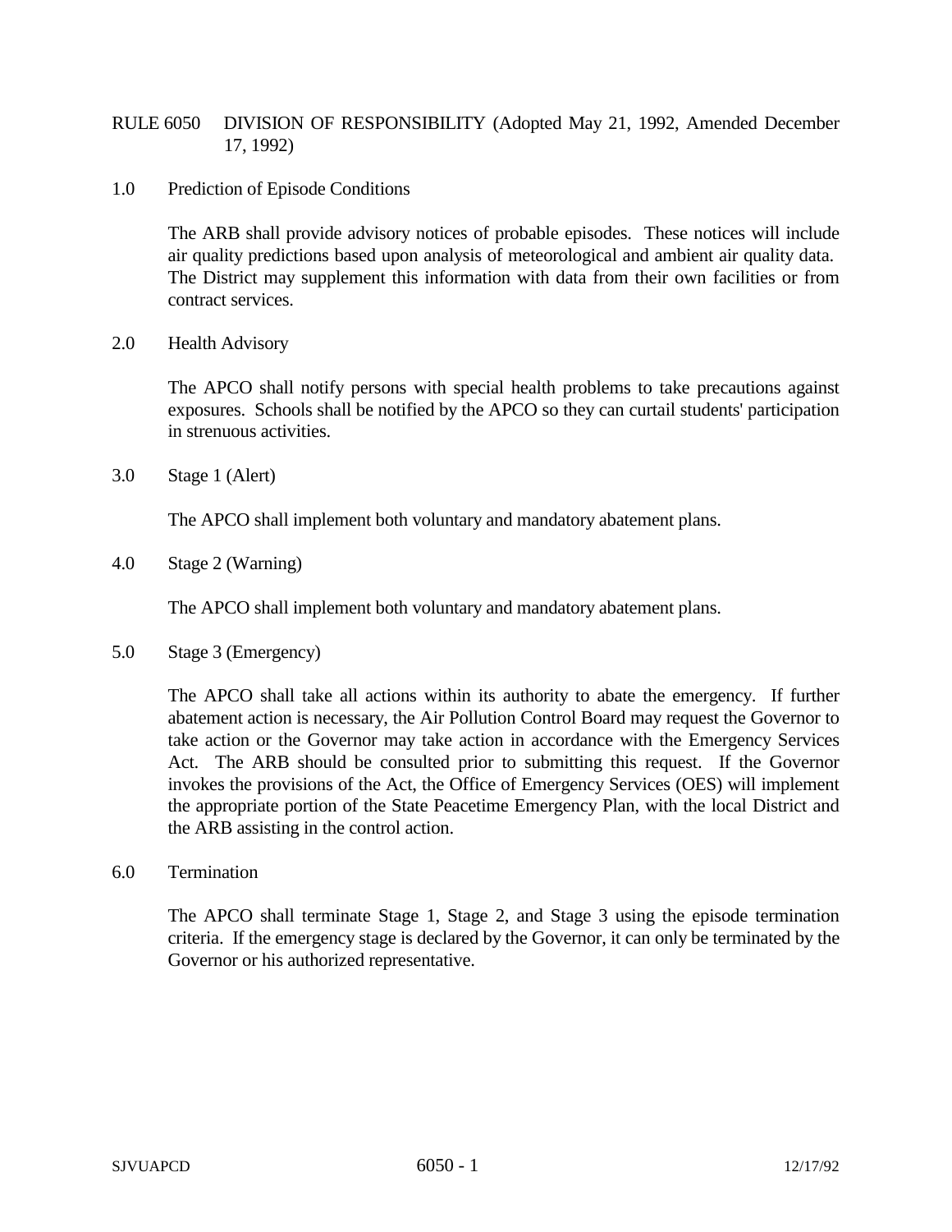# RULE 6050 DIVISION OF RESPONSIBILITY (Adopted May 21, 1992, Amended December 17, 1992)

## 1.0 Prediction of Episode Conditions

The ARB shall provide advisory notices of probable episodes. These notices will include air quality predictions based upon analysis of meteorological and ambient air quality data. The District may supplement this information with data from their own facilities or from contract services.

## 2.0 Health Advisory

The APCO shall notify persons with special health problems to take precautions against exposures. Schools shall be notified by the APCO so they can curtail students' participation in strenuous activities.

## 3.0 Stage 1 (Alert)

The APCO shall implement both voluntary and mandatory abatement plans.

## 4.0 Stage 2 (Warning)

The APCO shall implement both voluntary and mandatory abatement plans.

## 5.0 Stage 3 (Emergency)

The APCO shall take all actions within its authority to abate the emergency. If further abatement action is necessary, the Air Pollution Control Board may request the Governor to take action or the Governor may take action in accordance with the Emergency Services Act. The ARB should be consulted prior to submitting this request. If the Governor invokes the provisions of the Act, the Office of Emergency Services (OES) will implement the appropriate portion of the State Peacetime Emergency Plan, with the local District and the ARB assisting in the control action.

## 6.0 Termination

The APCO shall terminate Stage 1, Stage 2, and Stage 3 using the episode termination criteria. If the emergency stage is declared by the Governor, it can only be terminated by the Governor or his authorized representative.